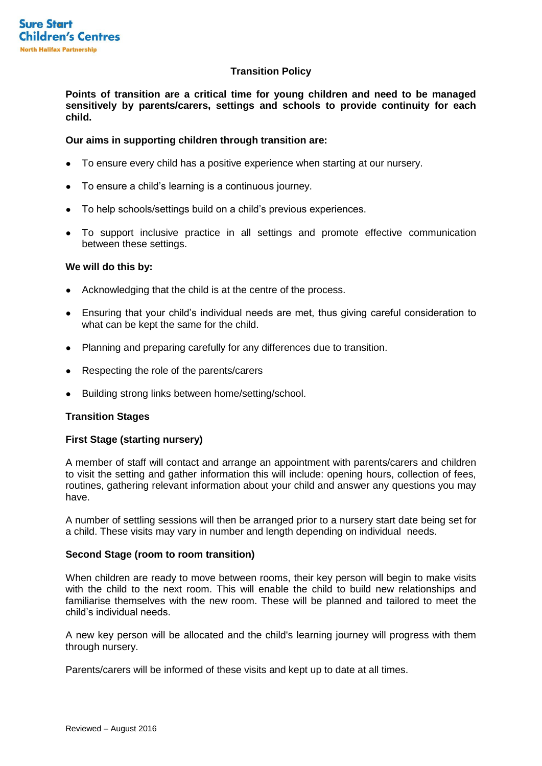Sure Start Children's Centres
North Halifax Partnership

# Transition Policy

**Points of transition are a critical time for young children and need to be managed sensitively by parents/carers, settings and schools to provide continuity for each child.**

**Our aims in supporting children through transition are:**

- To ensure every child has a positive experience when starting at our nursery.
- To ensure a child's learning is a continuous journey.
- To help schools/settings build on a child's previous experiences.
- To support inclusive practice in all settings and promote effective communication between these settings.

**We will do this by:**

- Acknowledging that the child is at the centre of the process.
- Ensuring that your child's individual needs are met, thus giving careful consideration to what can be kept the same for the child.
- Planning and preparing carefully for any differences due to transition.
- Respecting the role of the parents/carers
- Building strong links between home/setting/school.

## Transition Stages

### First Stage (starting nursery)

A member of staff will contact and arrange an appointment with parents/carers and children to visit the setting and gather information this will include: opening hours, collection of fees, routines, gathering relevant information about your child and answer any questions you may have.

A number of settling sessions will then be arranged prior to a nursery start date being set for a child. These visits may vary in number and length depending on individual needs.

### Second Stage (room to room transition)

When children are ready to move between rooms, their key person will begin to make visits with the child to the next room. This will enable the child to build new relationships and familiarise themselves with the new room. These will be planned and tailored to meet the child's individual needs.

A new key person will be allocated and the child's learning journey will progress with them through nursery.

Parents/carers will be informed of these visits and kept up to date at all times.

Reviewed – August 2016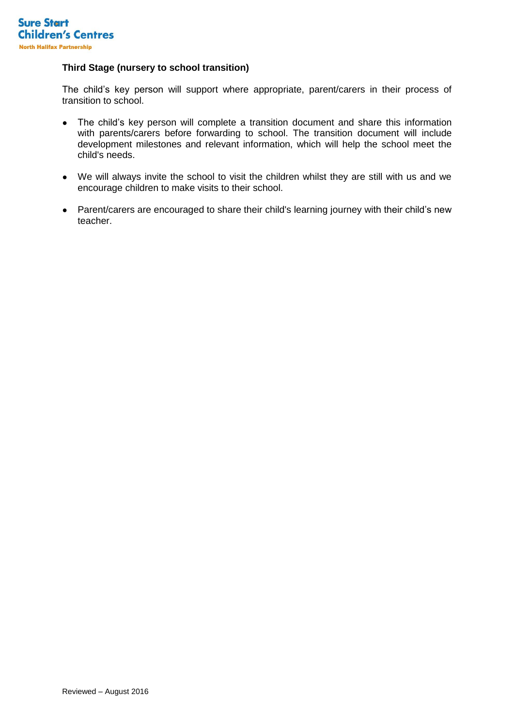**Third Stage (nursery to school transition)**

The child's key person will support where appropriate, parent/carers in their process of transition to school.

- The child's key person will complete a transition document and share this information with parents/carers before forwarding to school. The transition document will include development milestones and relevant information, which will help the school meet the child's needs.
- We will always invite the school to visit the children whilst they are still with us and we encourage children to make visits to their school.
- Parent/carers are encouraged to share their child's learning journey with their child's new teacher.

Reviewed – August 2016